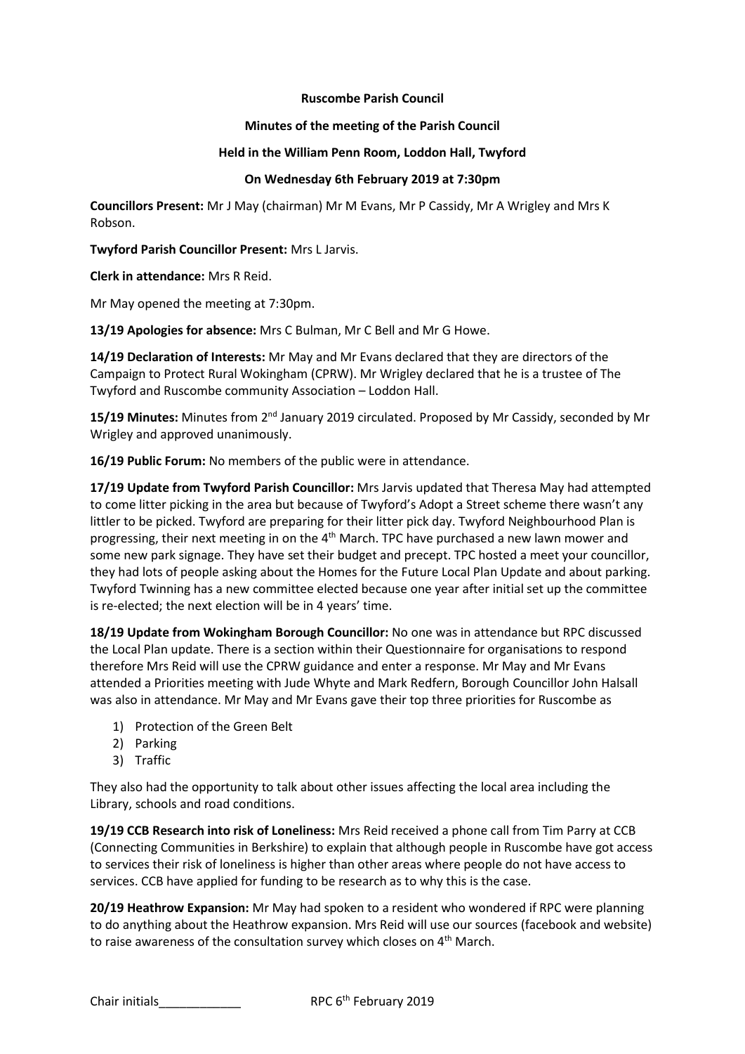**Ruscombe Parish Council**

**Minutes of the meeting of the Parish Council**

**Held in the William Penn Room, Loddon Hall, Twyford**

**On Wednesday 6th February 2019 at 7:30pm**

**Councillors Present:** Mr J May (chairman) Mr M Evans, Mr P Cassidy, Mr A Wrigley and Mrs K Robson.

**Twyford Parish Councillor Present:** Mrs L Jarvis.

**Clerk in attendance:** Mrs R Reid.

Mr May opened the meeting at 7:30pm.

**13/19 Apologies for absence:** Mrs C Bulman, Mr C Bell and Mr G Howe.

**14/19 Declaration of Interests:** Mr May and Mr Evans declared that they are directors of the Campaign to Protect Rural Wokingham (CPRW). Mr Wrigley declared that he is a trustee of The Twyford and Ruscombe community Association – Loddon Hall.

**15/19 Minutes:** Minutes from 2nd January 2019 circulated. Proposed by Mr Cassidy, seconded by Mr Wrigley and approved unanimously.

**16/19 Public Forum:** No members of the public were in attendance.

**17/19 Update from Twyford Parish Councillor:** Mrs Jarvis updated that Theresa May had attempted to come litter picking in the area but because of Twyford's Adopt a Street scheme there wasn't any littler to be picked. Twyford are preparing for their litter pick day. Twyford Neighbourhood Plan is progressing, their next meeting in on the 4th March. TPC have purchased a new lawn mower and some new park signage. They have set their budget and precept. TPC hosted a meet your councillor, they had lots of people asking about the Homes for the Future Local Plan Update and about parking. Twyford Twinning has a new committee elected because one year after initial set up the committee is re-elected; the next election will be in 4 years' time.

**18/19 Update from Wokingham Borough Councillor:** No one was in attendance but RPC discussed the Local Plan update. There is a section within their Questionnaire for organisations to respond therefore Mrs Reid will use the CPRW guidance and enter a response. Mr May and Mr Evans attended a Priorities meeting with Jude Whyte and Mark Redfern, Borough Councillor John Halsall was also in attendance. Mr May and Mr Evans gave their top three priorities for Ruscombe as

1) Protection of the Green Belt
2) Parking
3) Traffic

They also had the opportunity to talk about other issues affecting the local area including the Library, schools and road conditions.

**19/19 CCB Research into risk of Loneliness:** Mrs Reid received a phone call from Tim Parry at CCB (Connecting Communities in Berkshire) to explain that although people in Ruscombe have got access to services their risk of loneliness is higher than other areas where people do not have access to services. CCB have applied for funding to be research as to why this is the case.

**20/19 Heathrow Expansion:** Mr May had spoken to a resident who wondered if RPC were planning to do anything about the Heathrow expansion. Mrs Reid will use our sources (facebook and website) to raise awareness of the consultation survey which closes on 4th March.

Chair initials____________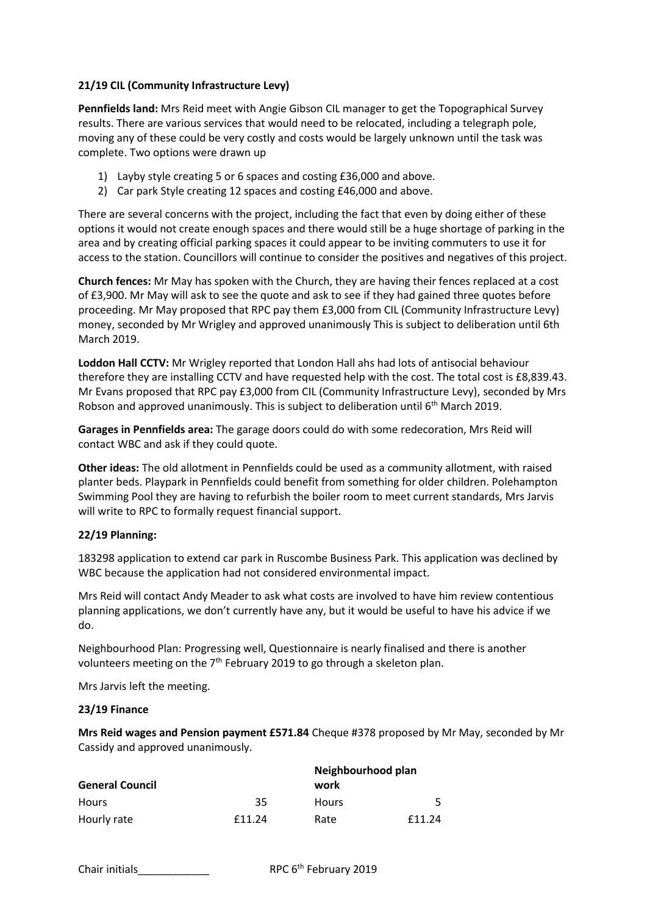**21/19 CIL (Community Infrastructure Levy)**

**Pennfields land:** Mrs Reid meet with Angie Gibson CIL manager to get the Topographical Survey results. There are various services that would need to be relocated, including a telegraph pole, moving any of these could be very costly and costs would be largely unknown until the task was complete. Two options were drawn up

1) Layby style creating 5 or 6 spaces and costing £36,000 and above.
2) Car park Style creating 12 spaces and costing £46,000 and above.

There are several concerns with the project, including the fact that even by doing either of these options it would not create enough spaces and there would still be a huge shortage of parking in the area and by creating official parking spaces it could appear to be inviting commuters to use it for access to the station. Councillors will continue to consider the positives and negatives of this project.

**Church fences:** Mr May has spoken with the Church, they are having their fences replaced at a cost of £3,900. Mr May will ask to see the quote and ask to see if they had gained three quotes before proceeding. Mr May proposed that RPC pay them £3,000 from CIL (Community Infrastructure Levy) money, seconded by Mr Wrigley and approved unanimously This is subject to deliberation until 6th March 2019.

**Loddon Hall CCTV:** Mr Wrigley reported that London Hall ahs had lots of antisocial behaviour therefore they are installing CCTV and have requested help with the cost. The total cost is £8,839.43. Mr Evans proposed that RPC pay £3,000 from CIL (Community Infrastructure Levy), seconded by Mrs Robson and approved unanimously. This is subject to deliberation until 6th March 2019.

**Garages in Pennfields area:** The garage doors could do with some redecoration, Mrs Reid will contact WBC and ask if they could quote.

**Other ideas:** The old allotment in Pennfields could be used as a community allotment, with raised planter beds. Playpark in Pennfields could benefit from something for older children. Polehampton Swimming Pool they are having to refurbish the boiler room to meet current standards, Mrs Jarvis will write to RPC to formally request financial support.

**22/19 Planning:**

183298 application to extend car park in Ruscombe Business Park. This application was declined by WBC because the application had not considered environmental impact.

Mrs Reid will contact Andy Meader to ask what costs are involved to have him review contentious planning applications, we don't currently have any, but it would be useful to have his advice if we do.

Neighbourhood Plan: Progressing well, Questionnaire is nearly finalised and there is another volunteers meeting on the 7th February 2019 to go through a skeleton plan.

Mrs Jarvis left the meeting.

**23/19 Finance**

**Mrs Reid wages and Pension payment £571.84** Cheque #378 proposed by Mr May, seconded by Mr Cassidy and approved unanimously.

| **General Council** | | **Neighbourhood plan work** | |
|---|---|---|---|
| Hours | 35 | Hours | 5 |
| Hourly rate | £11.24 | Rate | £11.24 |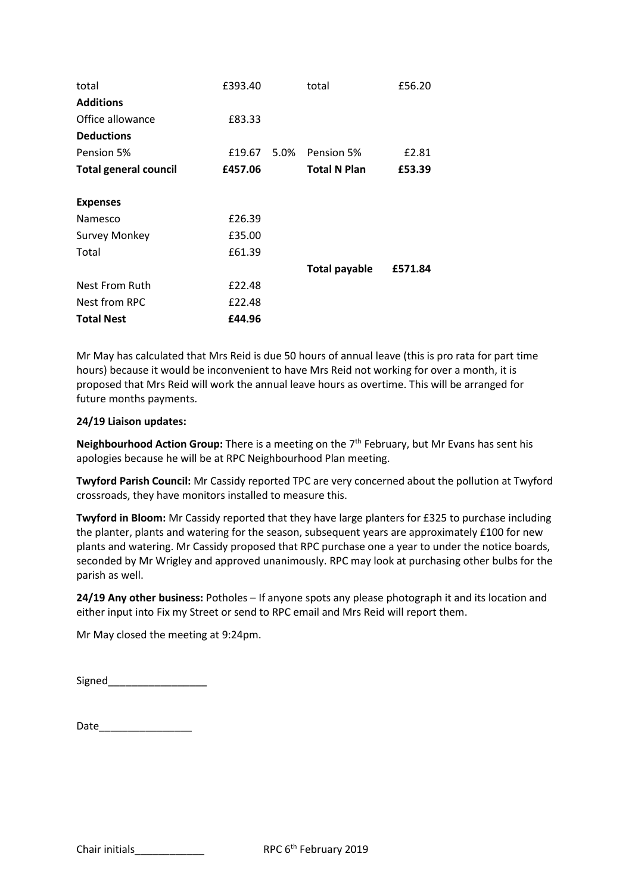| | | | | |
|---|---|---|---|---|
| total | £393.40 | | total | £56.20 |
| **Additions** | | | | |
| Office allowance | £83.33 | | | |
| **Deductions** | | | | |
| Pension 5% | £19.67 | 5.0% | Pension 5% | £2.81 |
| **Total general council** | **£457.06** | | **Total N Plan** | **£53.39** |
| | | | | |
| **Expenses** | | | | |
| Namesco | £26.39 | | | |
| Survey Monkey | £35.00 | | | |
| Total | £61.39 | | | |
| | | | **Total payable** | **£571.84** |
| Nest From Ruth | £22.48 | | | |
| Nest from RPC | £22.48 | | | |
| **Total Nest** | **£44.96** | | | |

Mr May has calculated that Mrs Reid is due 50 hours of annual leave (this is pro rata for part time hours) because it would be inconvenient to have Mrs Reid not working for over a month, it is proposed that Mrs Reid will work the annual leave hours as overtime. This will be arranged for future months payments.

**24/19 Liaison updates:**

**Neighbourhood Action Group:** There is a meeting on the 7th February, but Mr Evans has sent his apologies because he will be at RPC Neighbourhood Plan meeting.

**Twyford Parish Council:** Mr Cassidy reported TPC are very concerned about the pollution at Twyford crossroads, they have monitors installed to measure this.

**Twyford in Bloom:** Mr Cassidy reported that they have large planters for £325 to purchase including the planter, plants and watering for the season, subsequent years are approximately £100 for new plants and watering. Mr Cassidy proposed that RPC purchase one a year to under the notice boards, seconded by Mr Wrigley and approved unanimously. RPC may look at purchasing other bulbs for the parish as well.

**24/19 Any other business:** Potholes – If anyone spots any please photograph it and its location and either input into Fix my Street or send to RPC email and Mrs Reid will report them.

Mr May closed the meeting at 9:24pm.

Signed_________________

Date________________

Chair initials____________ RPC 6th February 2019